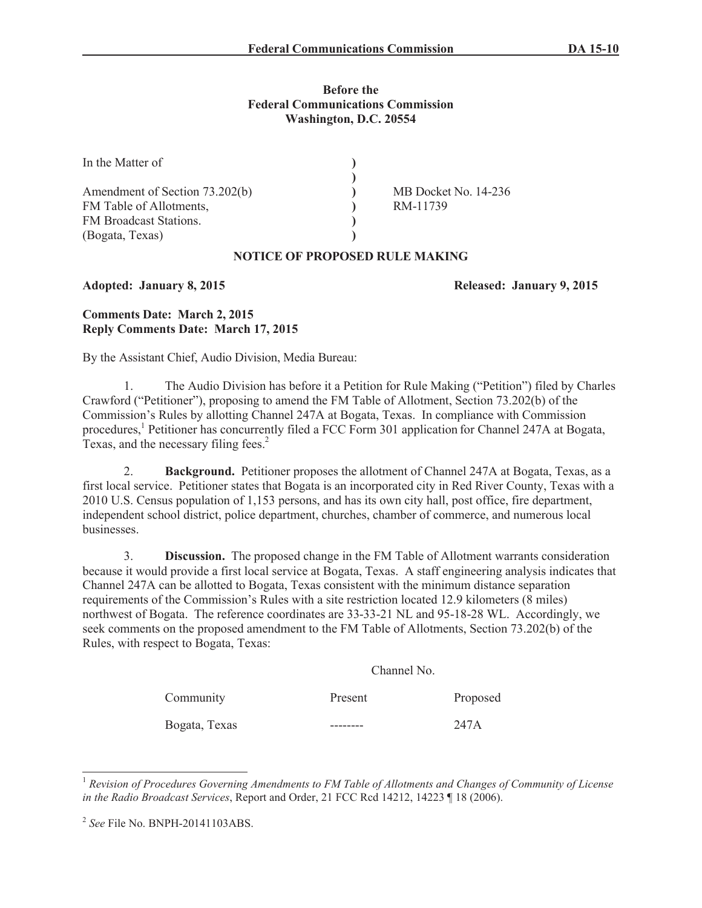**Before the**
**Federal Communications Commission**
**Washington, D.C. 20554**

| | | |
|---|---|---|
| In the Matter of | ) | |
| | ) | |
| Amendment of Section 73.202(b) | ) | MB Docket No. 14-236 |
| FM Table of Allotments, | ) | RM-11739 |
| FM Broadcast Stations. | ) | |
| (Bogata, Texas) | ) | |

**NOTICE OF PROPOSED RULE MAKING**

**Adopted: January 8, 2015** **Released: January 9, 2015**

**Comments Date: March 2, 2015**
**Reply Comments Date: March 17, 2015**

By the Assistant Chief, Audio Division, Media Bureau:

1. The Audio Division has before it a Petition for Rule Making ("Petition") filed by Charles Crawford ("Petitioner"), proposing to amend the FM Table of Allotment, Section 73.202(b) of the Commission's Rules by allotting Channel 247A at Bogata, Texas. In compliance with Commission procedures,[1] Petitioner has concurrently filed a FCC Form 301 application for Channel 247A at Bogata, Texas, and the necessary filing fees.[2]

2. **Background.** Petitioner proposes the allotment of Channel 247A at Bogata, Texas, as a first local service. Petitioner states that Bogata is an incorporated city in Red River County, Texas with a 2010 U.S. Census population of 1,153 persons, and has its own city hall, post office, fire department, independent school district, police department, churches, chamber of commerce, and numerous local businesses.

3. **Discussion.** The proposed change in the FM Table of Allotment warrants consideration because it would provide a first local service at Bogata, Texas. A staff engineering analysis indicates that Channel 247A can be allotted to Bogata, Texas consistent with the minimum distance separation requirements of the Commission's Rules with a site restriction located 12.9 kilometers (8 miles) northwest of Bogata. The reference coordinates are 33-33-21 NL and 95-18-28 WL. Accordingly, we seek comments on the proposed amendment to the FM Table of Allotments, Section 73.202(b) of the Rules, with respect to Bogata, Texas:

| | Channel No. | |
|---|---|---|
| Community | Present | Proposed |
| Bogata, Texas | -------- | 247A |

[1] *Revision of Procedures Governing Amendments to FM Table of Allotments and Changes of Community of License in the Radio Broadcast Services*, Report and Order, 21 FCC Rcd 14212, 14223 ¶ 18 (2006).

[2] *See* File No. BNPH-20141103ABS.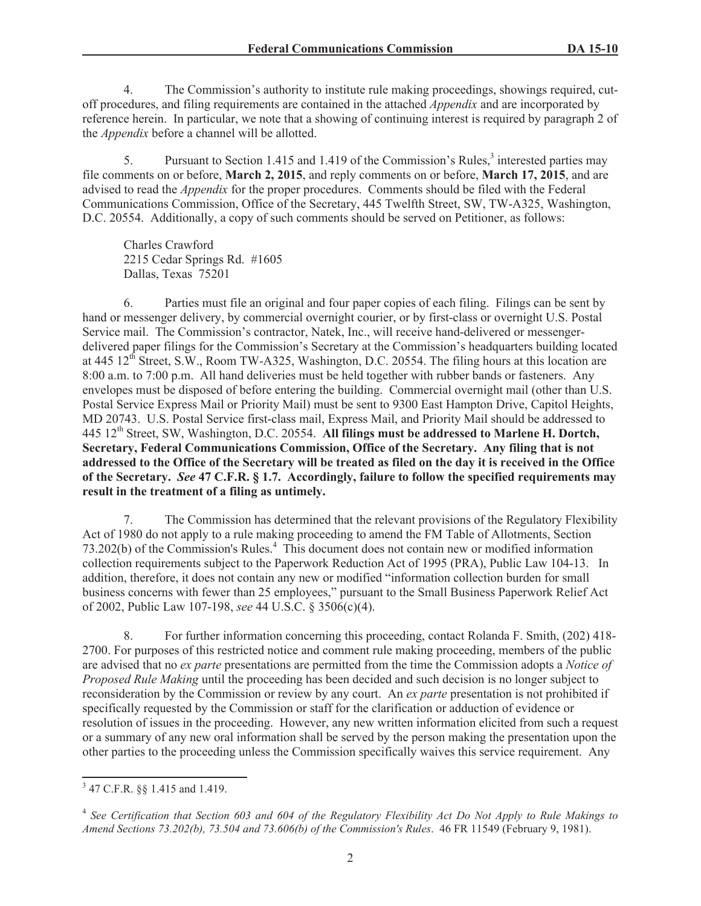4. The Commission's authority to institute rule making proceedings, showings required, cut-off procedures, and filing requirements are contained in the attached *Appendix* and are incorporated by reference herein. In particular, we note that a showing of continuing interest is required by paragraph 2 of the *Appendix* before a channel will be allotted.

5. Pursuant to Section 1.415 and 1.419 of the Commission's Rules,[3] interested parties may file comments on or before, **March 2, 2015**, and reply comments on or before, **March 17, 2015**, and are advised to read the *Appendix* for the proper procedures. Comments should be filed with the Federal Communications Commission, Office of the Secretary, 445 Twelfth Street, SW, TW-A325, Washington, D.C. 20554. Additionally, a copy of such comments should be served on Petitioner, as follows:

Charles Crawford
2215 Cedar Springs Rd. #1605
Dallas, Texas 75201

6. Parties must file an original and four paper copies of each filing. Filings can be sent by hand or messenger delivery, by commercial overnight courier, or by first-class or overnight U.S. Postal Service mail. The Commission's contractor, Natek, Inc., will receive hand-delivered or messenger-delivered paper filings for the Commission's Secretary at the Commission's headquarters building located at 445 12th Street, S.W., Room TW-A325, Washington, D.C. 20554. The filing hours at this location are 8:00 a.m. to 7:00 p.m. All hand deliveries must be held together with rubber bands or fasteners. Any envelopes must be disposed of before entering the building. Commercial overnight mail (other than U.S. Postal Service Express Mail or Priority Mail) must be sent to 9300 East Hampton Drive, Capitol Heights, MD 20743. U.S. Postal Service first-class mail, Express Mail, and Priority Mail should be addressed to 445 12th Street, SW, Washington, D.C. 20554. **All filings must be addressed to Marlene H. Dortch, Secretary, Federal Communications Commission, Office of the Secretary. Any filing that is not addressed to the Office of the Secretary will be treated as filed on the day it is received in the Office of the Secretary. *See* 47 C.F.R. § 1.7. Accordingly, failure to follow the specified requirements may result in the treatment of a filing as untimely.**

7. The Commission has determined that the relevant provisions of the Regulatory Flexibility Act of 1980 do not apply to a rule making proceeding to amend the FM Table of Allotments, Section 73.202(b) of the Commission's Rules.[4] This document does not contain new or modified information collection requirements subject to the Paperwork Reduction Act of 1995 (PRA), Public Law 104-13. In addition, therefore, it does not contain any new or modified "information collection burden for small business concerns with fewer than 25 employees," pursuant to the Small Business Paperwork Relief Act of 2002, Public Law 107-198, *see* 44 U.S.C. § 3506(c)(4).

8. For further information concerning this proceeding, contact Rolanda F. Smith, (202) 418-2700. For purposes of this restricted notice and comment rule making proceeding, members of the public are advised that no *ex parte* presentations are permitted from the time the Commission adopts a *Notice of Proposed Rule Making* until the proceeding has been decided and such decision is no longer subject to reconsideration by the Commission or review by any court. An *ex parte* presentation is not prohibited if specifically requested by the Commission or staff for the clarification or adduction of evidence or resolution of issues in the proceeding. However, any new written information elicited from such a request or a summary of any new oral information shall be served by the person making the presentation upon the other parties to the proceeding unless the Commission specifically waives this service requirement. Any

---

[3] 47 C.F.R. §§ 1.415 and 1.419.

[4] *See Certification that Section 603 and 604 of the Regulatory Flexibility Act Do Not Apply to Rule Makings to Amend Sections 73.202(b), 73.504 and 73.606(b) of the Commission's Rules*. 46 FR 11549 (February 9, 1981).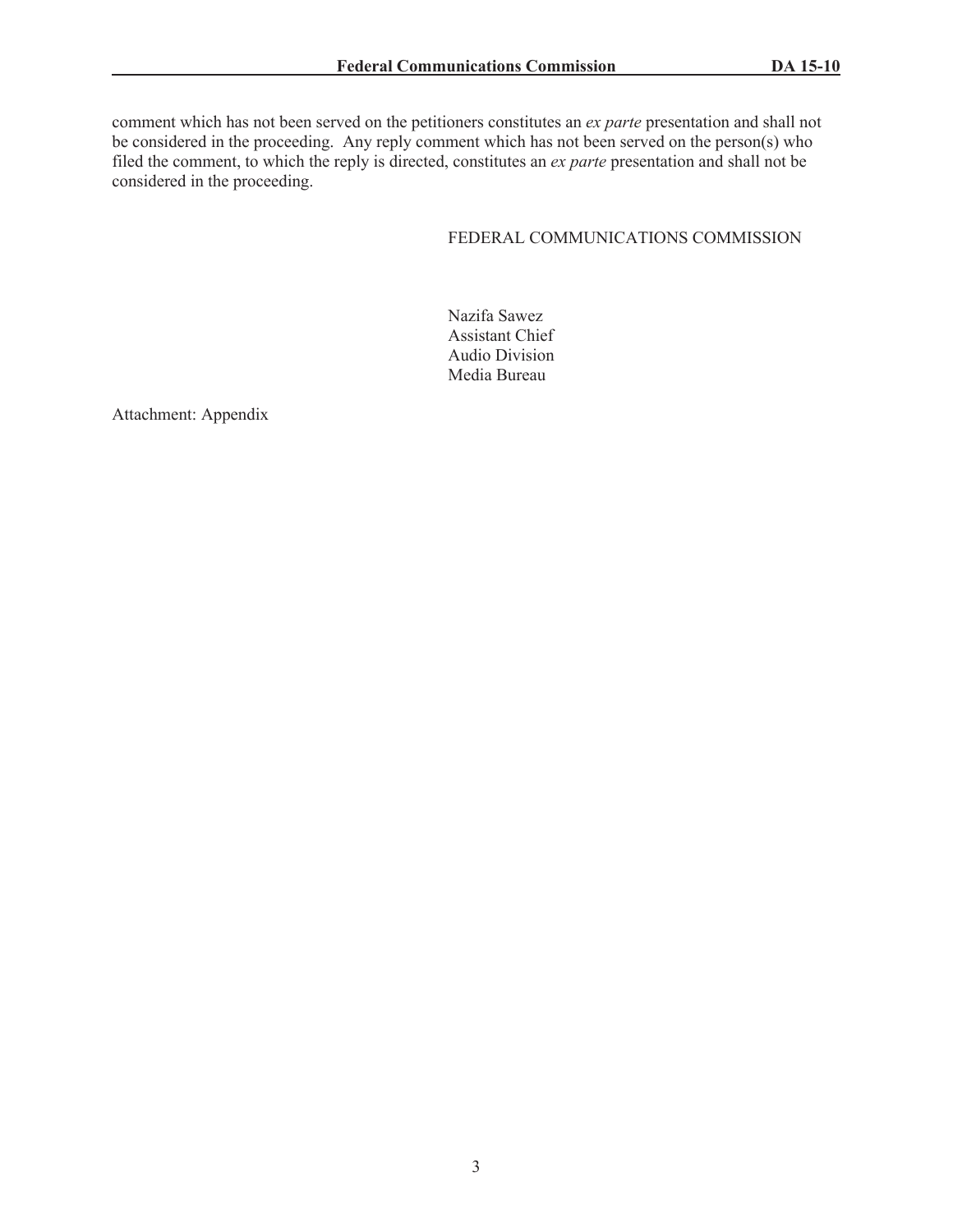comment which has not been served on the petitioners constitutes an *ex parte* presentation and shall not be considered in the proceeding. Any reply comment which has not been served on the person(s) who filed the comment, to which the reply is directed, constitutes an *ex parte* presentation and shall not be considered in the proceeding.

FEDERAL COMMUNICATIONS COMMISSION

Nazifa Sawez
Assistant Chief
Audio Division
Media Bureau

Attachment: Appendix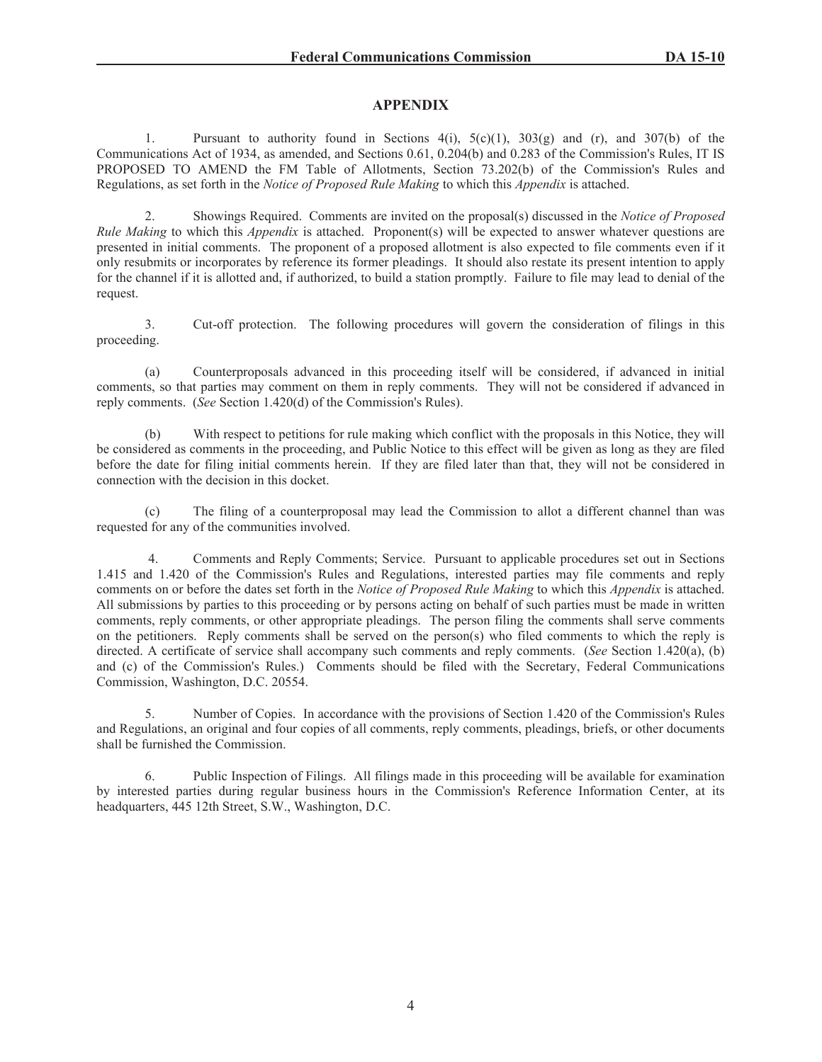## APPENDIX

1. Pursuant to authority found in Sections 4(i), 5(c)(1), 303(g) and (r), and 307(b) of the Communications Act of 1934, as amended, and Sections 0.61, 0.204(b) and 0.283 of the Commission's Rules, IT IS PROPOSED TO AMEND the FM Table of Allotments, Section 73.202(b) of the Commission's Rules and Regulations, as set forth in the *Notice of Proposed Rule Making* to which this *Appendix* is attached.

2. Showings Required. Comments are invited on the proposal(s) discussed in the *Notice of Proposed Rule Making* to which this *Appendix* is attached. Proponent(s) will be expected to answer whatever questions are presented in initial comments. The proponent of a proposed allotment is also expected to file comments even if it only resubmits or incorporates by reference its former pleadings. It should also restate its present intention to apply for the channel if it is allotted and, if authorized, to build a station promptly. Failure to file may lead to denial of the request.

3. Cut-off protection. The following procedures will govern the consideration of filings in this proceeding.

(a) Counterproposals advanced in this proceeding itself will be considered, if advanced in initial comments, so that parties may comment on them in reply comments. They will not be considered if advanced in reply comments. (*See* Section 1.420(d) of the Commission's Rules).

(b) With respect to petitions for rule making which conflict with the proposals in this Notice, they will be considered as comments in the proceeding, and Public Notice to this effect will be given as long as they are filed before the date for filing initial comments herein. If they are filed later than that, they will not be considered in connection with the decision in this docket.

(c) The filing of a counterproposal may lead the Commission to allot a different channel than was requested for any of the communities involved.

4. Comments and Reply Comments; Service. Pursuant to applicable procedures set out in Sections 1.415 and 1.420 of the Commission's Rules and Regulations, interested parties may file comments and reply comments on or before the dates set forth in the *Notice of Proposed Rule Making* to which this *Appendix* is attached. All submissions by parties to this proceeding or by persons acting on behalf of such parties must be made in written comments, reply comments, or other appropriate pleadings. The person filing the comments shall serve comments on the petitioners. Reply comments shall be served on the person(s) who filed comments to which the reply is directed. A certificate of service shall accompany such comments and reply comments. (*See* Section 1.420(a), (b) and (c) of the Commission's Rules.) Comments should be filed with the Secretary, Federal Communications Commission, Washington, D.C. 20554.

5. Number of Copies. In accordance with the provisions of Section 1.420 of the Commission's Rules and Regulations, an original and four copies of all comments, reply comments, pleadings, briefs, or other documents shall be furnished the Commission.

6. Public Inspection of Filings. All filings made in this proceeding will be available for examination by interested parties during regular business hours in the Commission's Reference Information Center, at its headquarters, 445 12th Street, S.W., Washington, D.C.